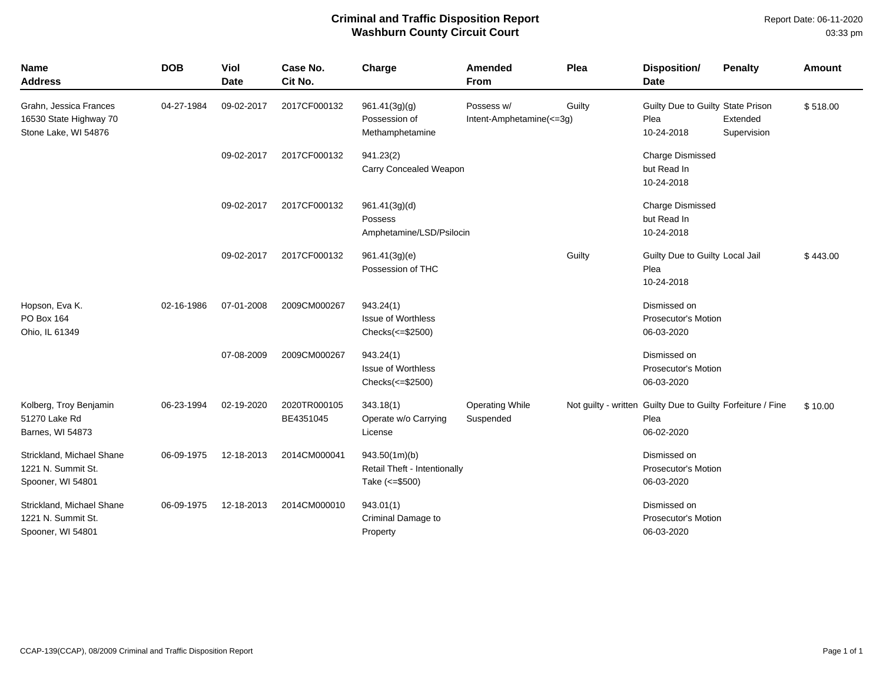# Criminal and Traffic Disposition Report
## Washburn County Circuit Court

Report Date: 06-11-2020
03:33 pm

| Name Address | DOB | Viol Date | Case No. Cit No. | Charge | Amended From | Plea | Disposition/ Date | Penalty | Amount |
|---|---|---|---|---|---|---|---|---|---|
| Grahn, Jessica Frances 16530 State Highway 70 Stone Lake, WI 54876 | 04-27-1984 | 09-02-2017 | 2017CF000132 | 961.41(3g)(g) Possession of Methamphetamine | Possess w/ Intent-Amphetamine(<=3g) | Guilty | Guilty Due to Guilty Plea 10-24-2018 | State Prison Extended Supervision | $ 518.00 |
| | | 09-02-2017 | 2017CF000132 | 941.23(2) Carry Concealed Weapon | | | Charge Dismissed but Read In 10-24-2018 | | |
| | | 09-02-2017 | 2017CF000132 | 961.41(3g)(d) Possess Amphetamine/LSD/Psilocin | | | Charge Dismissed but Read In 10-24-2018 | | |
| | | 09-02-2017 | 2017CF000132 | 961.41(3g)(e) Possession of THC | | Guilty | Guilty Due to Guilty Plea 10-24-2018 | Local Jail | $ 443.00 |
| Hopson, Eva K. PO Box 164 Ohio, IL 61349 | 02-16-1986 | 07-01-2008 | 2009CM000267 | 943.24(1) Issue of Worthless Checks(<=$2500) | | | Dismissed on Prosecutor's Motion 06-03-2020 | | |
| | | 07-08-2009 | 2009CM000267 | 943.24(1) Issue of Worthless Checks(<=$2500) | | | Dismissed on Prosecutor's Motion 06-03-2020 | | |
| Kolberg, Troy Benjamin 51270 Lake Rd Barnes, WI 54873 | 06-23-1994 | 02-19-2020 | 2020TR000105 BE4351045 | 343.18(1) Operate w/o Carrying License | Operating While Suspended | Not guilty - written | Guilty Due to Guilty Plea 06-02-2020 | Forfeiture / Fine | $ 10.00 |
| Strickland, Michael Shane 1221 N. Summit St. Spooner, WI 54801 | 06-09-1975 | 12-18-2013 | 2014CM000041 | 943.50(1m)(b) Retail Theft - Intentionally Take (<=$500) | | | Dismissed on Prosecutor's Motion 06-03-2020 | | |
| Strickland, Michael Shane 1221 N. Summit St. Spooner, WI 54801 | 06-09-1975 | 12-18-2013 | 2014CM000010 | 943.01(1) Criminal Damage to Property | | | Dismissed on Prosecutor's Motion 06-03-2020 | | |

CCAP-139(CCAP), 08/2009 Criminal and Traffic Disposition Report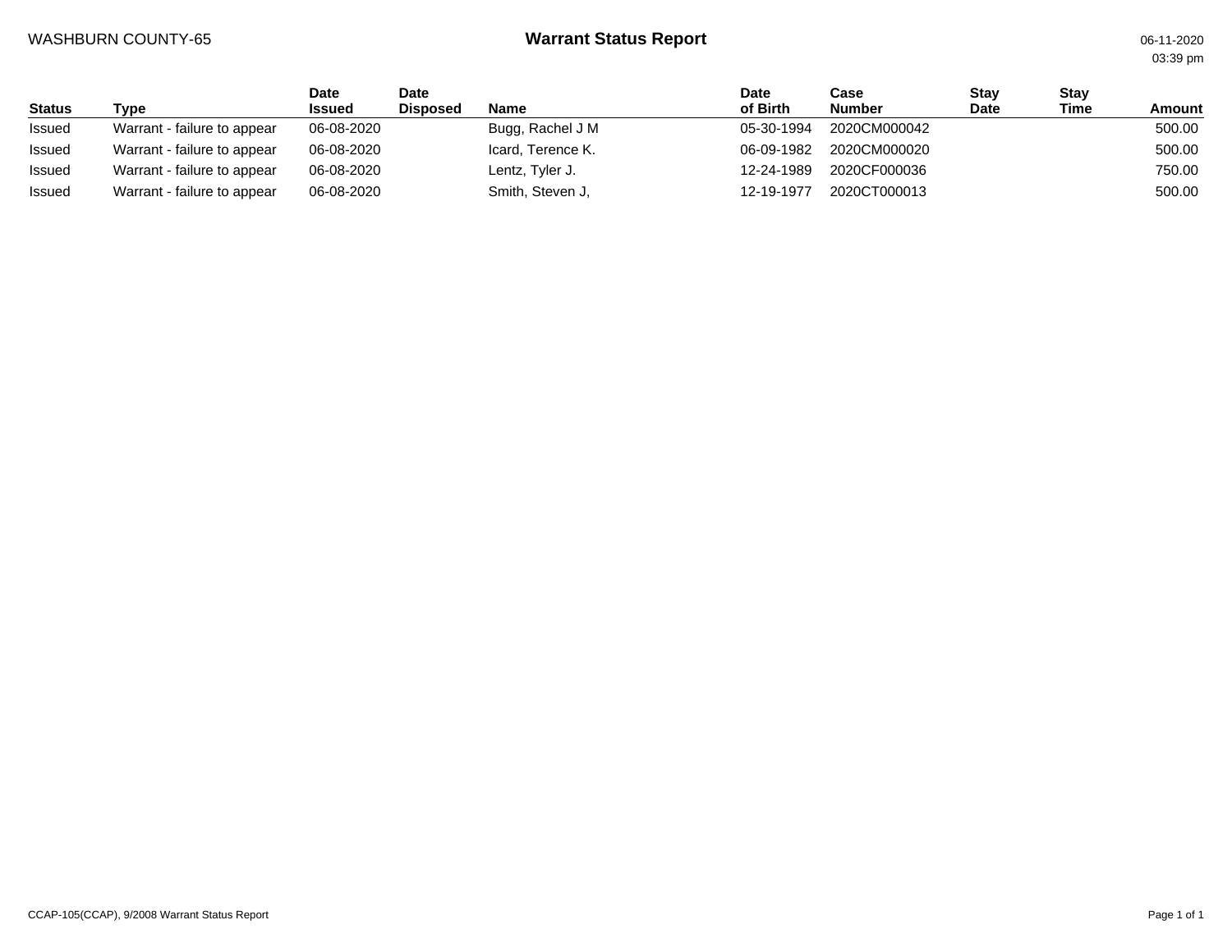WASHBURN COUNTY-65

# Warrant Status Report

06-11-2020
03:39 pm

| Status | Type | Date Issued | Date Disposed | Name | Date of Birth | Case Number | Stay Date | Stay Time | Amount |
|---|---|---|---|---|---|---|---|---|---|
| Issued | Warrant - failure to appear | 06-08-2020 | | Bugg, Rachel J M | 05-30-1994 | 2020CM000042 | | | 500.00 |
| Issued | Warrant - failure to appear | 06-08-2020 | | Icard, Terence K. | 06-09-1982 | 2020CM000020 | | | 500.00 |
| Issued | Warrant - failure to appear | 06-08-2020 | | Lentz, Tyler J. | 12-24-1989 | 2020CF000036 | | | 750.00 |
| Issued | Warrant - failure to appear | 06-08-2020 | | Smith, Steven J, | 12-19-1977 | 2020CT000013 | | | 500.00 |

CCAP-105(CCAP), 9/2008 Warrant Status Report